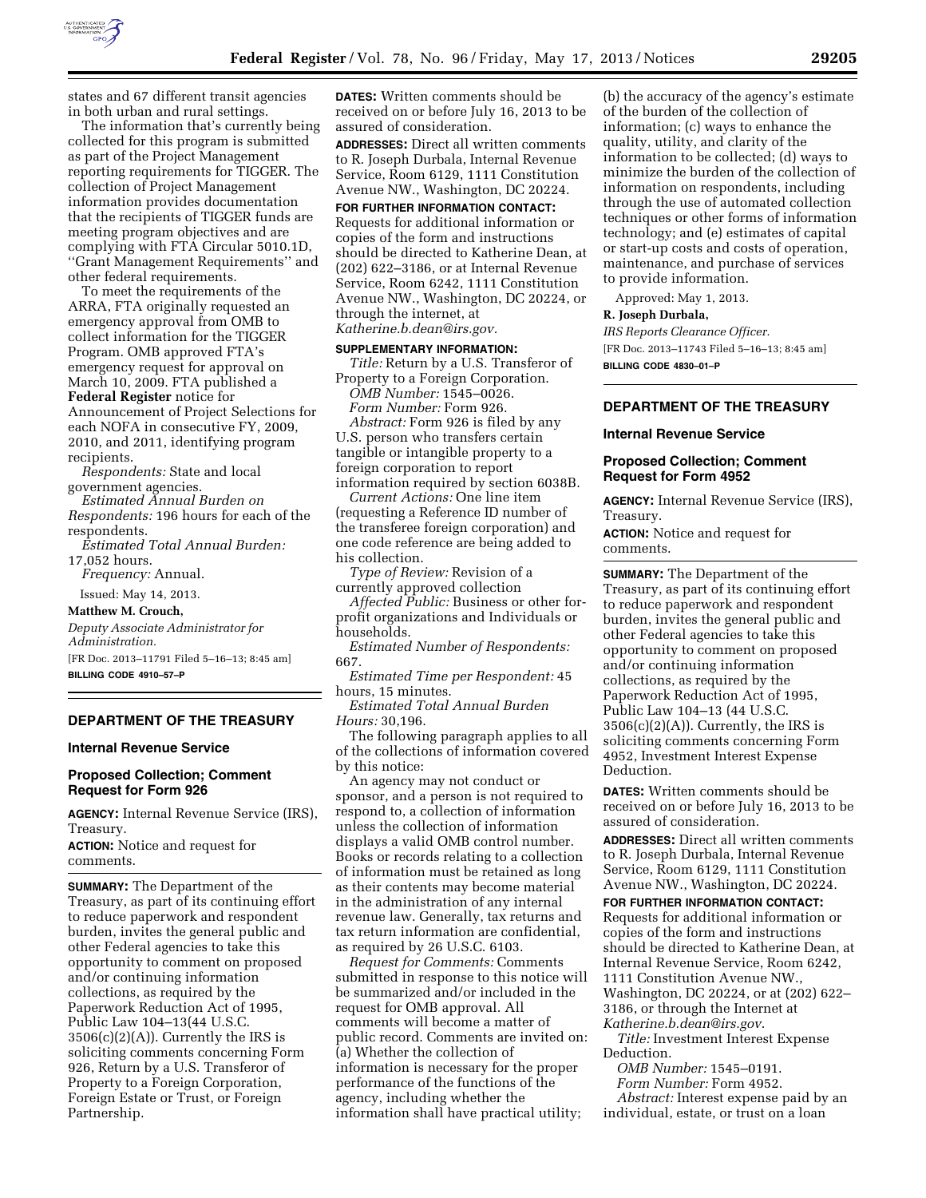states and 67 different transit agencies in both urban and rural settings.

The information that's currently being collected for this program is submitted as part of the Project Management reporting requirements for TIGGER. The collection of Project Management information provides documentation that the recipients of TIGGER funds are meeting program objectives and are complying with FTA Circular 5010.1D, ''Grant Management Requirements'' and other federal requirements.

To meet the requirements of the ARRA, FTA originally requested an emergency approval from OMB to collect information for the TIGGER Program. OMB approved FTA's emergency request for approval on March 10, 2009. FTA published a **Federal Register** notice for Announcement of Project Selections for each NOFA in consecutive FY, 2009, 2010, and 2011, identifying program recipients.

*Respondents:* State and local government agencies.

*Estimated Annual Burden on Respondents:* 196 hours for each of the respondents.

*Estimated Total Annual Burden:* 17,052 hours.

*Frequency:* Annual.

Issued: May 14, 2013.

**Matthew M. Crouch,**

*Deputy Associate Administrator for Administration.*

[FR Doc. 2013–11791 Filed 5–16–13; 8:45 am]

**BILLING CODE 4910–57–P**

## DEPARTMENT OF THE TREASURY

### Internal Revenue Service

### Proposed Collection; Comment Request for Form 926

**AGENCY:** Internal Revenue Service (IRS), Treasury.

**ACTION:** Notice and request for comments.

**SUMMARY:** The Department of the Treasury, as part of its continuing effort to reduce paperwork and respondent burden, invites the general public and other Federal agencies to take this opportunity to comment on proposed and/or continuing information collections, as required by the Paperwork Reduction Act of 1995, Public Law 104–13(44 U.S.C. 3506(c)(2)(A)). Currently the IRS is soliciting comments concerning Form 926, Return by a U.S. Transferor of Property to a Foreign Corporation, Foreign Estate or Trust, or Foreign Partnership.

**DATES:** Written comments should be received on or before July 16, 2013 to be assured of consideration.

**ADDRESSES:** Direct all written comments to R. Joseph Durbala, Internal Revenue Service, Room 6129, 1111 Constitution Avenue NW., Washington, DC 20224.

**FOR FURTHER INFORMATION CONTACT:** Requests for additional information or copies of the form and instructions should be directed to Katherine Dean, at (202) 622–3186, or at Internal Revenue Service, Room 6242, 1111 Constitution Avenue NW., Washington, DC 20224, or through the internet, at *Katherine.b.dean@irs.gov.*

**SUPPLEMENTARY INFORMATION:**

*Title:* Return by a U.S. Transferor of Property to a Foreign Corporation.

*OMB Number:* 1545–0026.

*Form Number:* Form 926.

*Abstract:* Form 926 is filed by any U.S. person who transfers certain tangible or intangible property to a foreign corporation to report information required by section 6038B.

*Current Actions:* One line item (requesting a Reference ID number of the transferee foreign corporation) and one code reference are being added to his collection.

*Type of Review:* Revision of a currently approved collection

*Affected Public:* Business or other for-profit organizations and Individuals or households.

*Estimated Number of Respondents:* 667.

*Estimated Time per Respondent:* 45 hours, 15 minutes.

*Estimated Total Annual Burden Hours:* 30,196.

The following paragraph applies to all of the collections of information covered by this notice:

An agency may not conduct or sponsor, and a person is not required to respond to, a collection of information unless the collection of information displays a valid OMB control number. Books or records relating to a collection of information must be retained as long as their contents may become material in the administration of any internal revenue law. Generally, tax returns and tax return information are confidential, as required by 26 U.S.C. 6103.

*Request for Comments:* Comments submitted in response to this notice will be summarized and/or included in the request for OMB approval. All comments will become a matter of public record. Comments are invited on: (a) Whether the collection of information is necessary for the proper performance of the functions of the agency, including whether the information shall have practical utility; (b) the accuracy of the agency's estimate of the burden of the collection of information; (c) ways to enhance the quality, utility, and clarity of the information to be collected; (d) ways to minimize the burden of the collection of information on respondents, including through the use of automated collection techniques or other forms of information technology; and (e) estimates of capital or start-up costs and costs of operation, maintenance, and purchase of services to provide information.

Approved: May 1, 2013.

**R. Joseph Durbala,**

*IRS Reports Clearance Officer.*

[FR Doc. 2013–11743 Filed 5–16–13; 8:45 am]

**BILLING CODE 4830–01–P**

## DEPARTMENT OF THE TREASURY

### Internal Revenue Service

### Proposed Collection; Comment Request for Form 4952

**AGENCY:** Internal Revenue Service (IRS), Treasury.

**ACTION:** Notice and request for comments.

**SUMMARY:** The Department of the Treasury, as part of its continuing effort to reduce paperwork and respondent burden, invites the general public and other Federal agencies to take this opportunity to comment on proposed and/or continuing information collections, as required by the Paperwork Reduction Act of 1995, Public Law 104–13 (44 U.S.C. 3506(c)(2)(A)). Currently, the IRS is soliciting comments concerning Form 4952, Investment Interest Expense Deduction.

**DATES:** Written comments should be received on or before July 16, 2013 to be assured of consideration.

**ADDRESSES:** Direct all written comments to R. Joseph Durbala, Internal Revenue Service, Room 6129, 1111 Constitution Avenue NW., Washington, DC 20224.

**FOR FURTHER INFORMATION CONTACT:** Requests for additional information or copies of the form and instructions should be directed to Katherine Dean, at Internal Revenue Service, Room 6242, 1111 Constitution Avenue NW., Washington, DC 20224, or at (202) 622–3186, or through the Internet at *Katherine.b.dean@irs.gov.*

*Title:* Investment Interest Expense Deduction.

*OMB Number:* 1545–0191.

*Form Number:* Form 4952.

*Abstract:* Interest expense paid by an individual, estate, or trust on a loan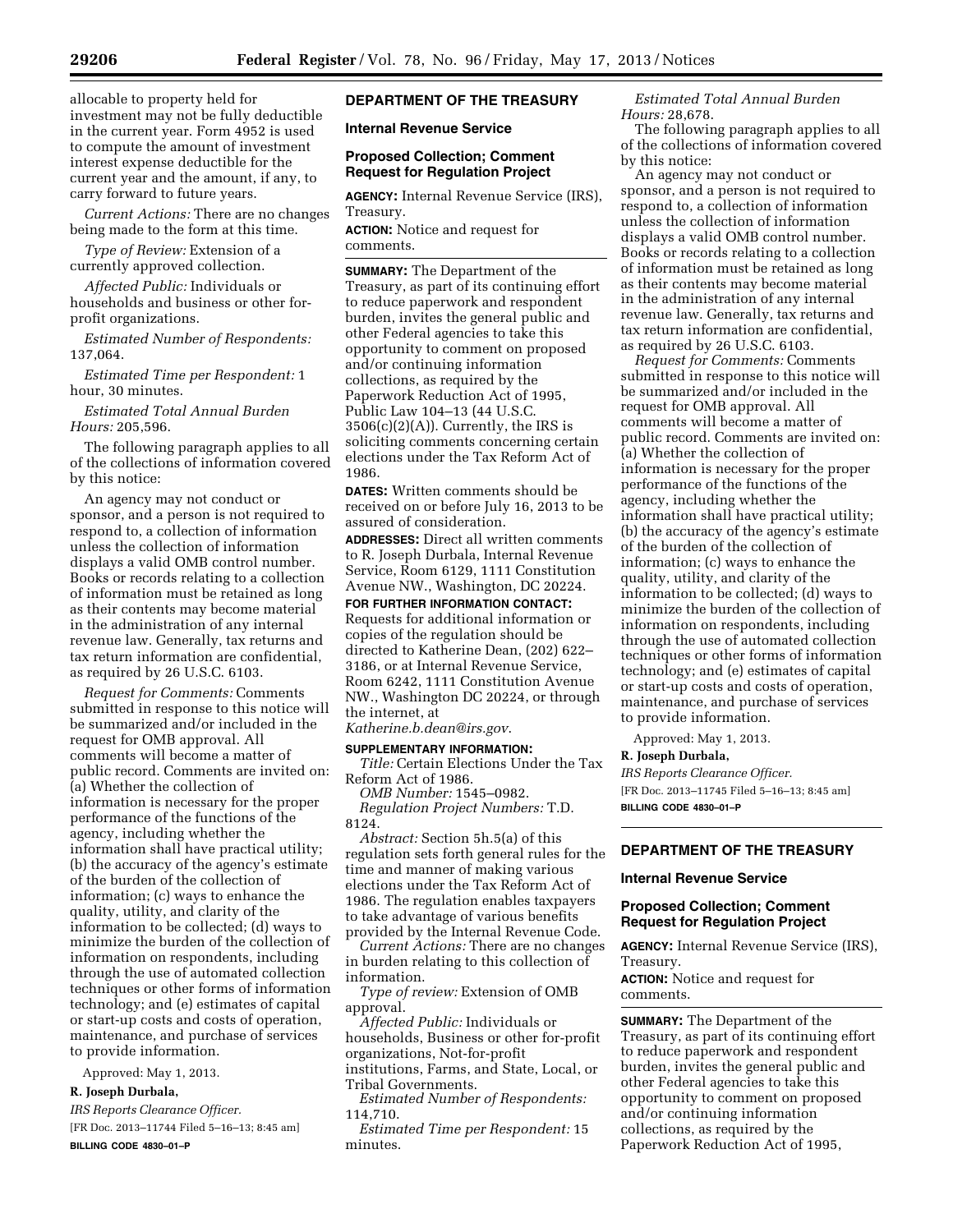allocable to property held for investment may not be fully deductible in the current year. Form 4952 is used to compute the amount of investment interest expense deductible for the current year and the amount, if any, to carry forward to future years.

*Current Actions:* There are no changes being made to the form at this time.

*Type of Review:* Extension of a currently approved collection.

*Affected Public:* Individuals or households and business or other for-profit organizations.

*Estimated Number of Respondents:* 137,064.

*Estimated Time per Respondent:* 1 hour, 30 minutes.

*Estimated Total Annual Burden Hours:* 205,596.

The following paragraph applies to all of the collections of information covered by this notice:

An agency may not conduct or sponsor, and a person is not required to respond to, a collection of information unless the collection of information displays a valid OMB control number. Books or records relating to a collection of information must be retained as long as their contents may become material in the administration of any internal revenue law. Generally, tax returns and tax return information are confidential, as required by 26 U.S.C. 6103.

*Request for Comments:* Comments submitted in response to this notice will be summarized and/or included in the request for OMB approval. All comments will become a matter of public record. Comments are invited on: (a) Whether the collection of information is necessary for the proper performance of the functions of the agency, including whether the information shall have practical utility; (b) the accuracy of the agency's estimate of the burden of the collection of information; (c) ways to enhance the quality, utility, and clarity of the information to be collected; (d) ways to minimize the burden of the collection of information on respondents, including through the use of automated collection techniques or other forms of information technology; and (e) estimates of capital or start-up costs and costs of operation, maintenance, and purchase of services to provide information.

Approved: May 1, 2013.

**R. Joseph Durbala,**

*IRS Reports Clearance Officer.*

[FR Doc. 2013–11744 Filed 5–16–13; 8:45 am]

**BILLING CODE 4830–01–P**

---

## DEPARTMENT OF THE TREASURY

### Internal Revenue Service

### Proposed Collection; Comment Request for Regulation Project

**AGENCY:** Internal Revenue Service (IRS), Treasury.

**ACTION:** Notice and request for comments.

**SUMMARY:** The Department of the Treasury, as part of its continuing effort to reduce paperwork and respondent burden, invites the general public and other Federal agencies to take this opportunity to comment on proposed and/or continuing information collections, as required by the Paperwork Reduction Act of 1995, Public Law 104–13 (44 U.S.C. 3506(c)(2)(A)). Currently, the IRS is soliciting comments concerning certain elections under the Tax Reform Act of 1986.

**DATES:** Written comments should be received on or before July 16, 2013 to be assured of consideration.

**ADDRESSES:** Direct all written comments to R. Joseph Durbala, Internal Revenue Service, Room 6129, 1111 Constitution Avenue NW., Washington, DC 20224.

**FOR FURTHER INFORMATION CONTACT:** Requests for additional information or copies of the regulation should be directed to Katherine Dean, (202) 622–3186, or at Internal Revenue Service, Room 6242, 1111 Constitution Avenue NW., Washington DC 20224, or through the internet, at *Katherine.b.dean@irs.gov*.

**SUPPLEMENTARY INFORMATION:**

*Title:* Certain Elections Under the Tax Reform Act of 1986.

*OMB Number:* 1545–0982.

*Regulation Project Numbers:* T.D. 8124.

*Abstract:* Section 5h.5(a) of this regulation sets forth general rules for the time and manner of making various elections under the Tax Reform Act of 1986. The regulation enables taxpayers to take advantage of various benefits provided by the Internal Revenue Code.

*Current Actions:* There are no changes in burden relating to this collection of information.

*Type of review:* Extension of OMB approval.

*Affected Public:* Individuals or households, Business or other for-profit organizations, Not-for-profit institutions, Farms, and State, Local, or Tribal Governments.

*Estimated Number of Respondents:* 114,710.

*Estimated Time per Respondent:* 15 minutes.

*Estimated Total Annual Burden Hours:* 28,678.

The following paragraph applies to all of the collections of information covered by this notice:

An agency may not conduct or sponsor, and a person is not required to respond to, a collection of information unless the collection of information displays a valid OMB control number. Books or records relating to a collection of information must be retained as long as their contents may become material in the administration of any internal revenue law. Generally, tax returns and tax return information are confidential, as required by 26 U.S.C. 6103.

*Request for Comments:* Comments submitted in response to this notice will be summarized and/or included in the request for OMB approval. All comments will become a matter of public record. Comments are invited on: (a) Whether the collection of information is necessary for the proper performance of the functions of the agency, including whether the information shall have practical utility; (b) the accuracy of the agency's estimate of the burden of the collection of information; (c) ways to enhance the quality, utility, and clarity of the information to be collected; (d) ways to minimize the burden of the collection of information on respondents, including through the use of automated collection techniques or other forms of information technology; and (e) estimates of capital or start-up costs and costs of operation, maintenance, and purchase of services to provide information.

Approved: May 1, 2013.

**R. Joseph Durbala,**

*IRS Reports Clearance Officer.*

[FR Doc. 2013–11745 Filed 5–16–13; 8:45 am]

**BILLING CODE 4830–01–P**

---

## DEPARTMENT OF THE TREASURY

### Internal Revenue Service

### Proposed Collection; Comment Request for Regulation Project

**AGENCY:** Internal Revenue Service (IRS), Treasury.

**ACTION:** Notice and request for comments.

**SUMMARY:** The Department of the Treasury, as part of its continuing effort to reduce paperwork and respondent burden, invites the general public and other Federal agencies to take this opportunity to comment on proposed and/or continuing information collections, as required by the Paperwork Reduction Act of 1995,